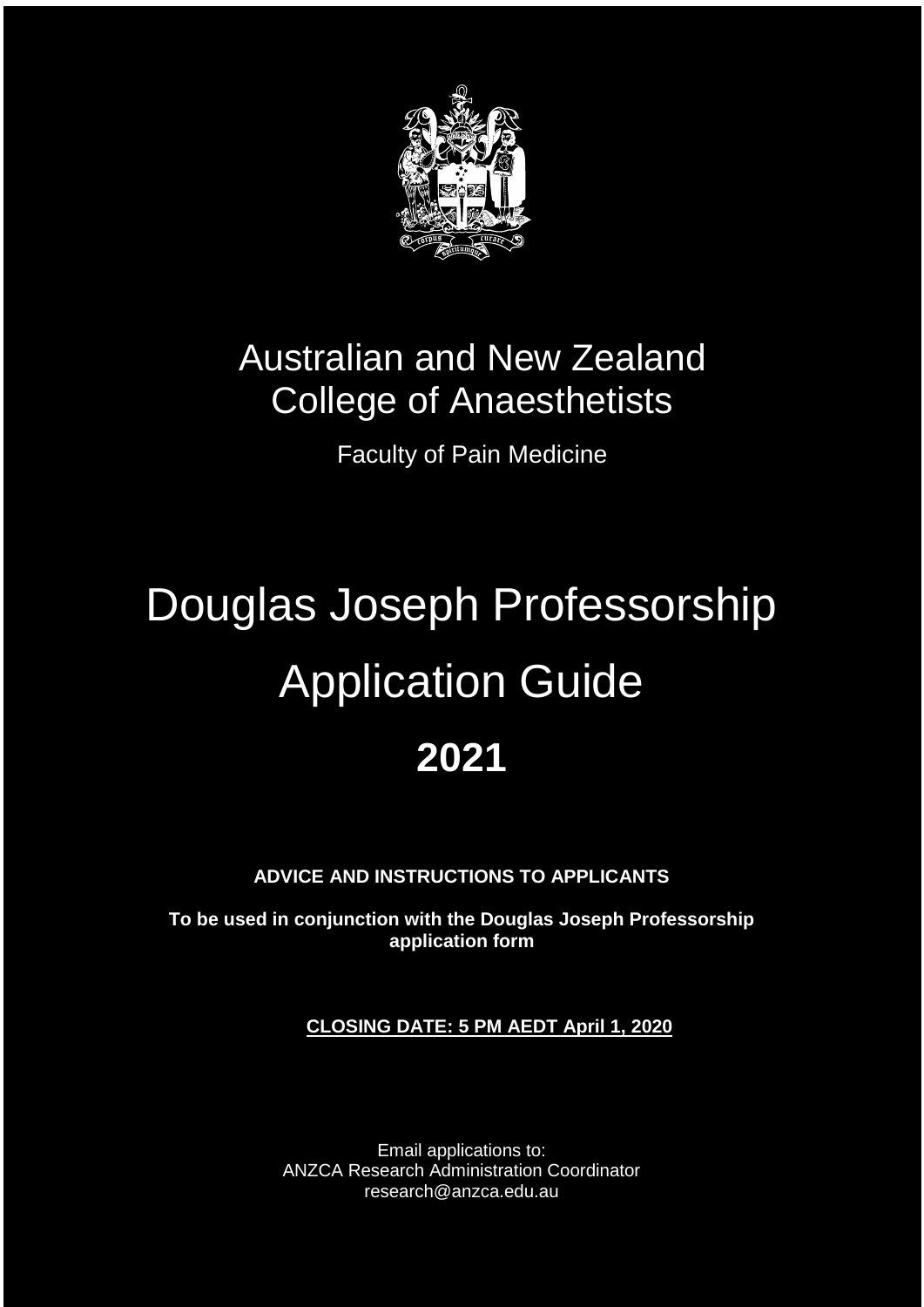# Australian and New Zealand College of Anaesthetists

Faculty of Pain Medicine

# Douglas Joseph Professorship Application Guide

# 2021

**ADVICE AND INSTRUCTIONS TO APPLICANTS**

**To be used in conjunction with the Douglas Joseph Professorship application form**

**CLOSING DATE: 5 PM AEDT April 1, 2020**

Email applications to:
ANZCA Research Administration Coordinator
research@anzca.edu.au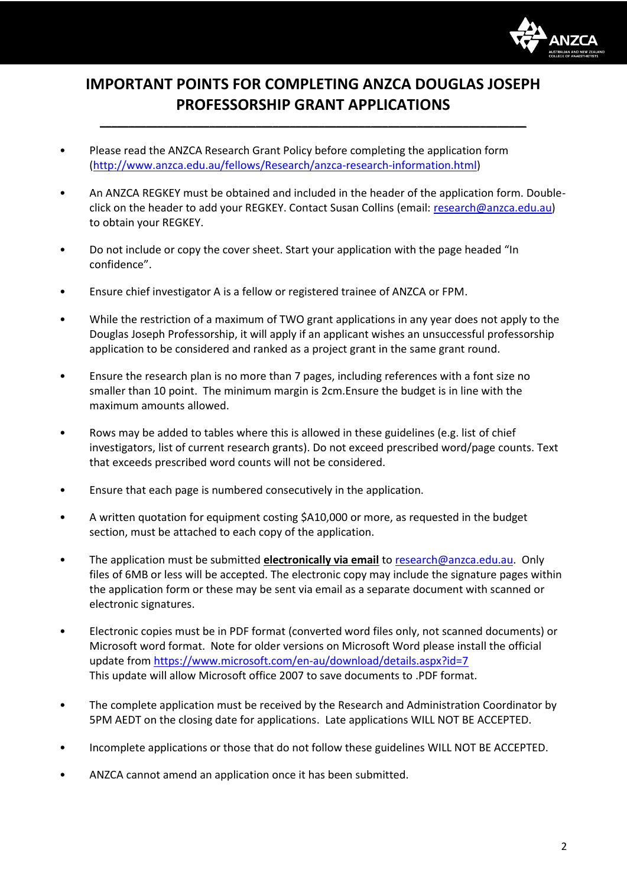# IMPORTANT POINTS FOR COMPLETING ANZCA DOUGLAS JOSEPH PROFESSORSHIP GRANT APPLICATIONS

- Please read the ANZCA Research Grant Policy before completing the application form (http://www.anzca.edu.au/fellows/Research/anzca-research-information.html)

- An ANZCA REGKEY must be obtained and included in the header of the application form. Double-click on the header to add your REGKEY. Contact Susan Collins (email: research@anzca.edu.au) to obtain your REGKEY.

- Do not include or copy the cover sheet. Start your application with the page headed "In confidence".

- Ensure chief investigator A is a fellow or registered trainee of ANZCA or FPM.

- While the restriction of a maximum of TWO grant applications in any year does not apply to the Douglas Joseph Professorship, it will apply if an applicant wishes an unsuccessful professorship application to be considered and ranked as a project grant in the same grant round.

- Ensure the research plan is no more than 7 pages, including references with a font size no smaller than 10 point. The minimum margin is 2cm.Ensure the budget is in line with the maximum amounts allowed.

- Rows may be added to tables where this is allowed in these guidelines (e.g. list of chief investigators, list of current research grants). Do not exceed prescribed word/page counts. Text that exceeds prescribed word counts will not be considered.

- Ensure that each page is numbered consecutively in the application.

- A written quotation for equipment costing $A10,000 or more, as requested in the budget section, must be attached to each copy of the application.

- The application must be submitted **electronically via email** to research@anzca.edu.au. Only files of 6MB or less will be accepted. The electronic copy may include the signature pages within the application form or these may be sent via email as a separate document with scanned or electronic signatures.

- Electronic copies must be in PDF format (converted word files only, not scanned documents) or Microsoft word format. Note for older versions on Microsoft Word please install the official update from https://www.microsoft.com/en-au/download/details.aspx?id=7
  This update will allow Microsoft office 2007 to save documents to .PDF format.

- The complete application must be received by the Research and Administration Coordinator by 5PM AEDT on the closing date for applications. Late applications WILL NOT BE ACCEPTED.

- Incomplete applications or those that do not follow these guidelines WILL NOT BE ACCEPTED.

- ANZCA cannot amend an application once it has been submitted.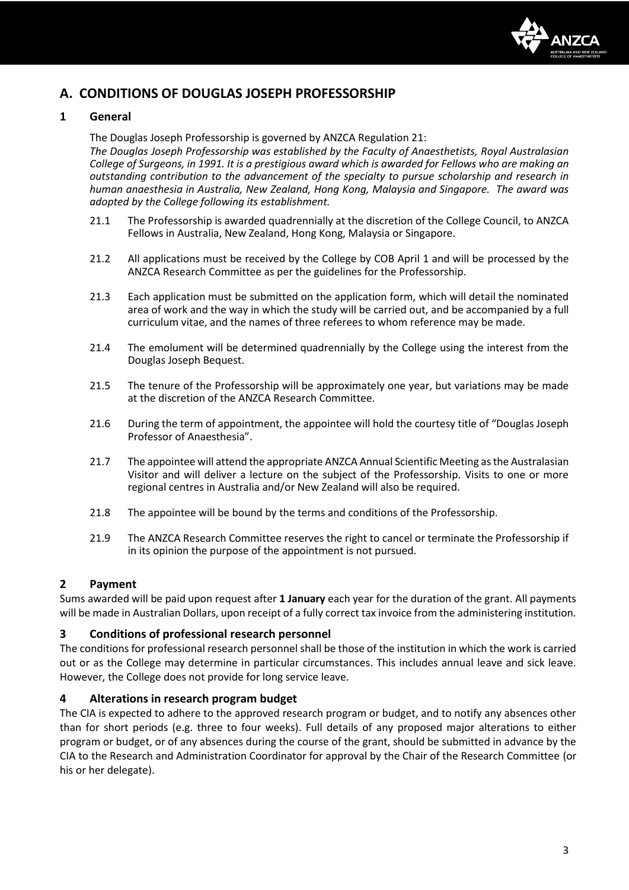## A. CONDITIONS OF DOUGLAS JOSEPH PROFESSORSHIP

### 1 General

The Douglas Joseph Professorship is governed by ANZCA Regulation 21:

*The Douglas Joseph Professorship was established by the Faculty of Anaesthetists, Royal Australasian College of Surgeons, in 1991. It is a prestigious award which is awarded for Fellows who are making an outstanding contribution to the advancement of the specialty to pursue scholarship and research in human anaesthesia in Australia, New Zealand, Hong Kong, Malaysia and Singapore. The award was adopted by the College following its establishment.*

21.1 The Professorship is awarded quadrennially at the discretion of the College Council, to ANZCA Fellows in Australia, New Zealand, Hong Kong, Malaysia or Singapore.

21.2 All applications must be received by the College by COB April 1 and will be processed by the ANZCA Research Committee as per the guidelines for the Professorship.

21.3 Each application must be submitted on the application form, which will detail the nominated area of work and the way in which the study will be carried out, and be accompanied by a full curriculum vitae, and the names of three referees to whom reference may be made.

21.4 The emolument will be determined quadrennially by the College using the interest from the Douglas Joseph Bequest.

21.5 The tenure of the Professorship will be approximately one year, but variations may be made at the discretion of the ANZCA Research Committee.

21.6 During the term of appointment, the appointee will hold the courtesy title of "Douglas Joseph Professor of Anaesthesia".

21.7 The appointee will attend the appropriate ANZCA Annual Scientific Meeting as the Australasian Visitor and will deliver a lecture on the subject of the Professorship. Visits to one or more regional centres in Australia and/or New Zealand will also be required.

21.8 The appointee will be bound by the terms and conditions of the Professorship.

21.9 The ANZCA Research Committee reserves the right to cancel or terminate the Professorship if in its opinion the purpose of the appointment is not pursued.

### 2 Payment

Sums awarded will be paid upon request after **1 January** each year for the duration of the grant. All payments will be made in Australian Dollars, upon receipt of a fully correct tax invoice from the administering institution.

### 3 Conditions of professional research personnel

The conditions for professional research personnel shall be those of the institution in which the work is carried out or as the College may determine in particular circumstances. This includes annual leave and sick leave. However, the College does not provide for long service leave.

### 4 Alterations in research program budget

The CIA is expected to adhere to the approved research program or budget, and to notify any absences other than for short periods (e.g. three to four weeks). Full details of any proposed major alterations to either program or budget, or of any absences during the course of the grant, should be submitted in advance by the CIA to the Research and Administration Coordinator for approval by the Chair of the Research Committee (or his or her delegate).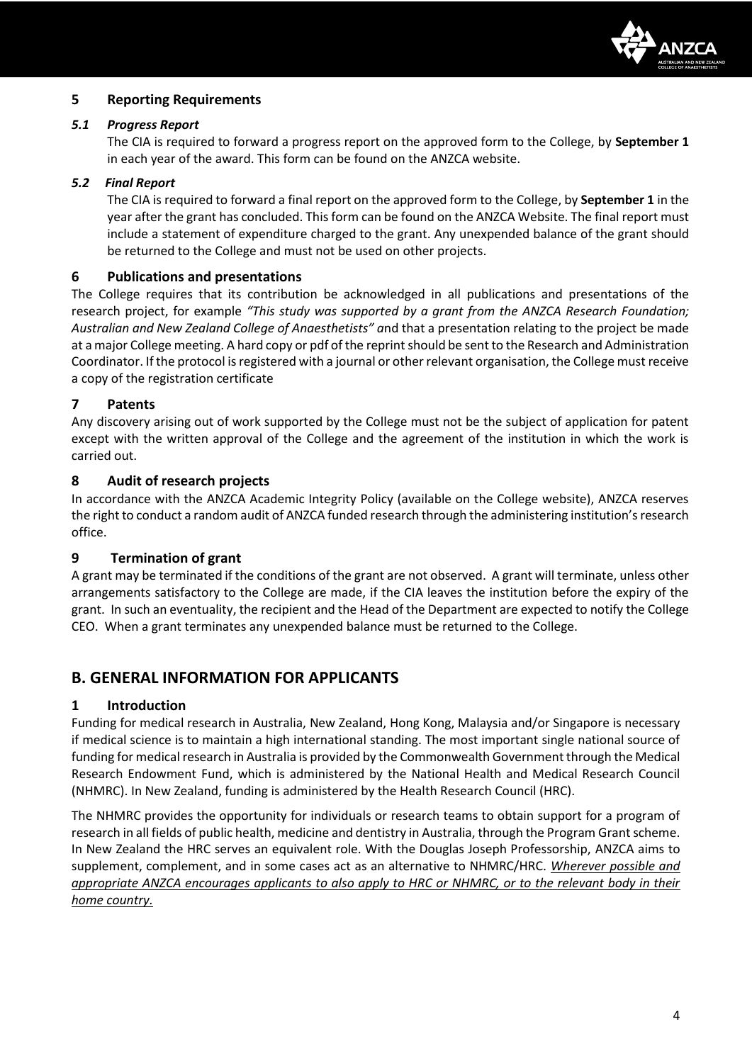## 5 Reporting Requirements

### *5.1 Progress Report*

The CIA is required to forward a progress report on the approved form to the College, by **September 1** in each year of the award. This form can be found on the ANZCA website.

### *5.2 Final Report*

The CIA is required to forward a final report on the approved form to the College, by **September 1** in the year after the grant has concluded. This form can be found on the ANZCA Website. The final report must include a statement of expenditure charged to the grant. Any unexpended balance of the grant should be returned to the College and must not be used on other projects.

## 6 Publications and presentations

The College requires that its contribution be acknowledged in all publications and presentations of the research project, for example *"This study was supported by a grant from the ANZCA Research Foundation; Australian and New Zealand College of Anaesthetists"* and that a presentation relating to the project be made at a major College meeting. A hard copy or pdf of the reprint should be sent to the Research and Administration Coordinator. If the protocol is registered with a journal or other relevant organisation, the College must receive a copy of the registration certificate

## 7 Patents

Any discovery arising out of work supported by the College must not be the subject of application for patent except with the written approval of the College and the agreement of the institution in which the work is carried out.

## 8 Audit of research projects

In accordance with the ANZCA Academic Integrity Policy (available on the College website), ANZCA reserves the right to conduct a random audit of ANZCA funded research through the administering institution's research office.

## 9 Termination of grant

A grant may be terminated if the conditions of the grant are not observed. A grant will terminate, unless other arrangements satisfactory to the College are made, if the CIA leaves the institution before the expiry of the grant. In such an eventuality, the recipient and the Head of the Department are expected to notify the College CEO. When a grant terminates any unexpended balance must be returned to the College.

# B. GENERAL INFORMATION FOR APPLICANTS

## 1 Introduction

Funding for medical research in Australia, New Zealand, Hong Kong, Malaysia and/or Singapore is necessary if medical science is to maintain a high international standing. The most important single national source of funding for medical research in Australia is provided by the Commonwealth Government through the Medical Research Endowment Fund, which is administered by the National Health and Medical Research Council (NHMRC). In New Zealand, funding is administered by the Health Research Council (HRC).

The NHMRC provides the opportunity for individuals or research teams to obtain support for a program of research in all fields of public health, medicine and dentistry in Australia, through the Program Grant scheme. In New Zealand the HRC serves an equivalent role. With the Douglas Joseph Professorship, ANZCA aims to supplement, complement, and in some cases act as an alternative to NHMRC/HRC. *Wherever possible and appropriate ANZCA encourages applicants to also apply to HRC or NHMRC, or to the relevant body in their home country.*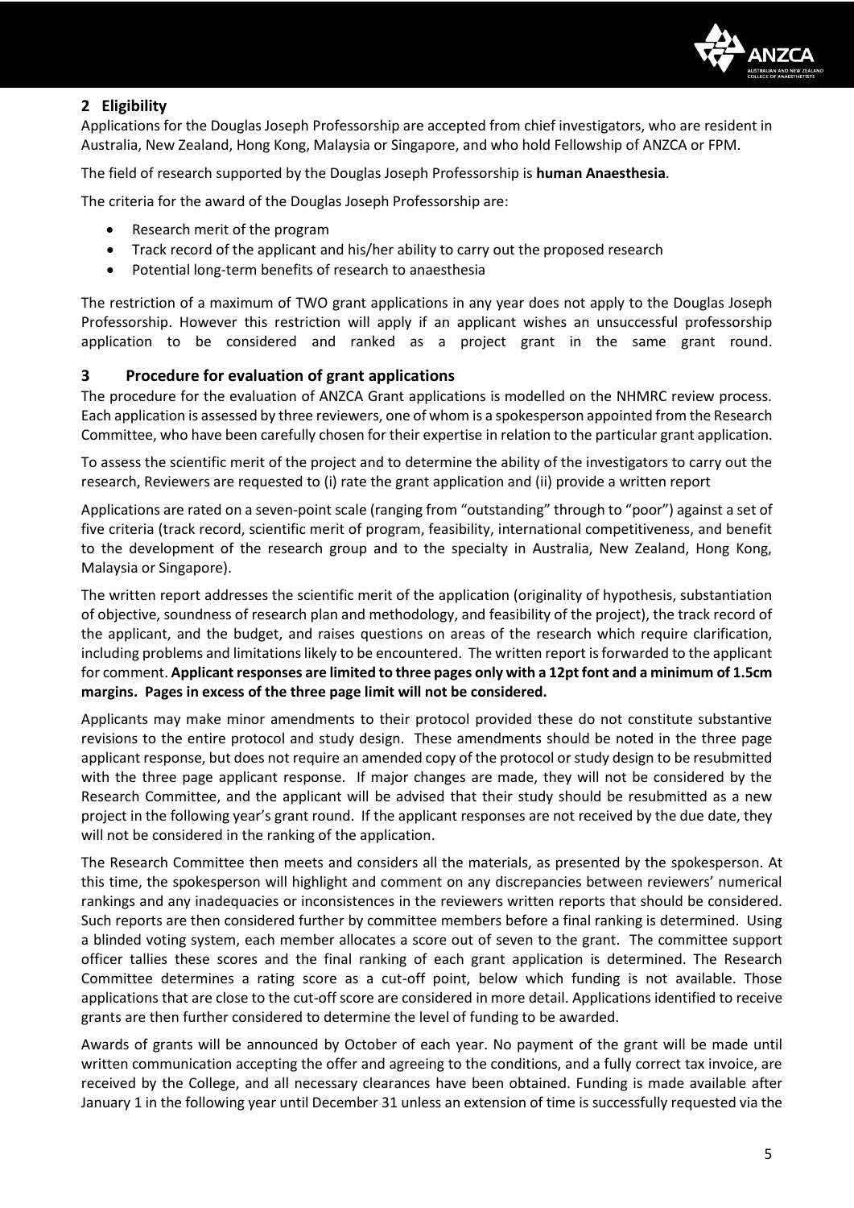## 2 Eligibility

Applications for the Douglas Joseph Professorship are accepted from chief investigators, who are resident in Australia, New Zealand, Hong Kong, Malaysia or Singapore, and who hold Fellowship of ANZCA or FPM.

The field of research supported by the Douglas Joseph Professorship is **human Anaesthesia**.

The criteria for the award of the Douglas Joseph Professorship are:

- Research merit of the program
- Track record of the applicant and his/her ability to carry out the proposed research
- Potential long-term benefits of research to anaesthesia

The restriction of a maximum of TWO grant applications in any year does not apply to the Douglas Joseph Professorship. However this restriction will apply if an applicant wishes an unsuccessful professorship application to be considered and ranked as a project grant in the same grant round.

## 3 Procedure for evaluation of grant applications

The procedure for the evaluation of ANZCA Grant applications is modelled on the NHMRC review process. Each application is assessed by three reviewers, one of whom is a spokesperson appointed from the Research Committee, who have been carefully chosen for their expertise in relation to the particular grant application.

To assess the scientific merit of the project and to determine the ability of the investigators to carry out the research, Reviewers are requested to (i) rate the grant application and (ii) provide a written report

Applications are rated on a seven-point scale (ranging from "outstanding" through to "poor") against a set of five criteria (track record, scientific merit of program, feasibility, international competitiveness, and benefit to the development of the research group and to the specialty in Australia, New Zealand, Hong Kong, Malaysia or Singapore).

The written report addresses the scientific merit of the application (originality of hypothesis, substantiation of objective, soundness of research plan and methodology, and feasibility of the project), the track record of the applicant, and the budget, and raises questions on areas of the research which require clarification, including problems and limitations likely to be encountered. The written report is forwarded to the applicant for comment. **Applicant responses are limited to three pages only with a 12pt font and a minimum of 1.5cm margins. Pages in excess of the three page limit will not be considered.**

Applicants may make minor amendments to their protocol provided these do not constitute substantive revisions to the entire protocol and study design. These amendments should be noted in the three page applicant response, but does not require an amended copy of the protocol or study design to be resubmitted with the three page applicant response. If major changes are made, they will not be considered by the Research Committee, and the applicant will be advised that their study should be resubmitted as a new project in the following year's grant round. If the applicant responses are not received by the due date, they will not be considered in the ranking of the application.

The Research Committee then meets and considers all the materials, as presented by the spokesperson. At this time, the spokesperson will highlight and comment on any discrepancies between reviewers' numerical rankings and any inadequacies or inconsistences in the reviewers written reports that should be considered. Such reports are then considered further by committee members before a final ranking is determined. Using a blinded voting system, each member allocates a score out of seven to the grant. The committee support officer tallies these scores and the final ranking of each grant application is determined. The Research Committee determines a rating score as a cut-off point, below which funding is not available. Those applications that are close to the cut-off score are considered in more detail. Applications identified to receive grants are then further considered to determine the level of funding to be awarded.

Awards of grants will be announced by October of each year. No payment of the grant will be made until written communication accepting the offer and agreeing to the conditions, and a fully correct tax invoice, are received by the College, and all necessary clearances have been obtained. Funding is made available after January 1 in the following year until December 31 unless an extension of time is successfully requested via the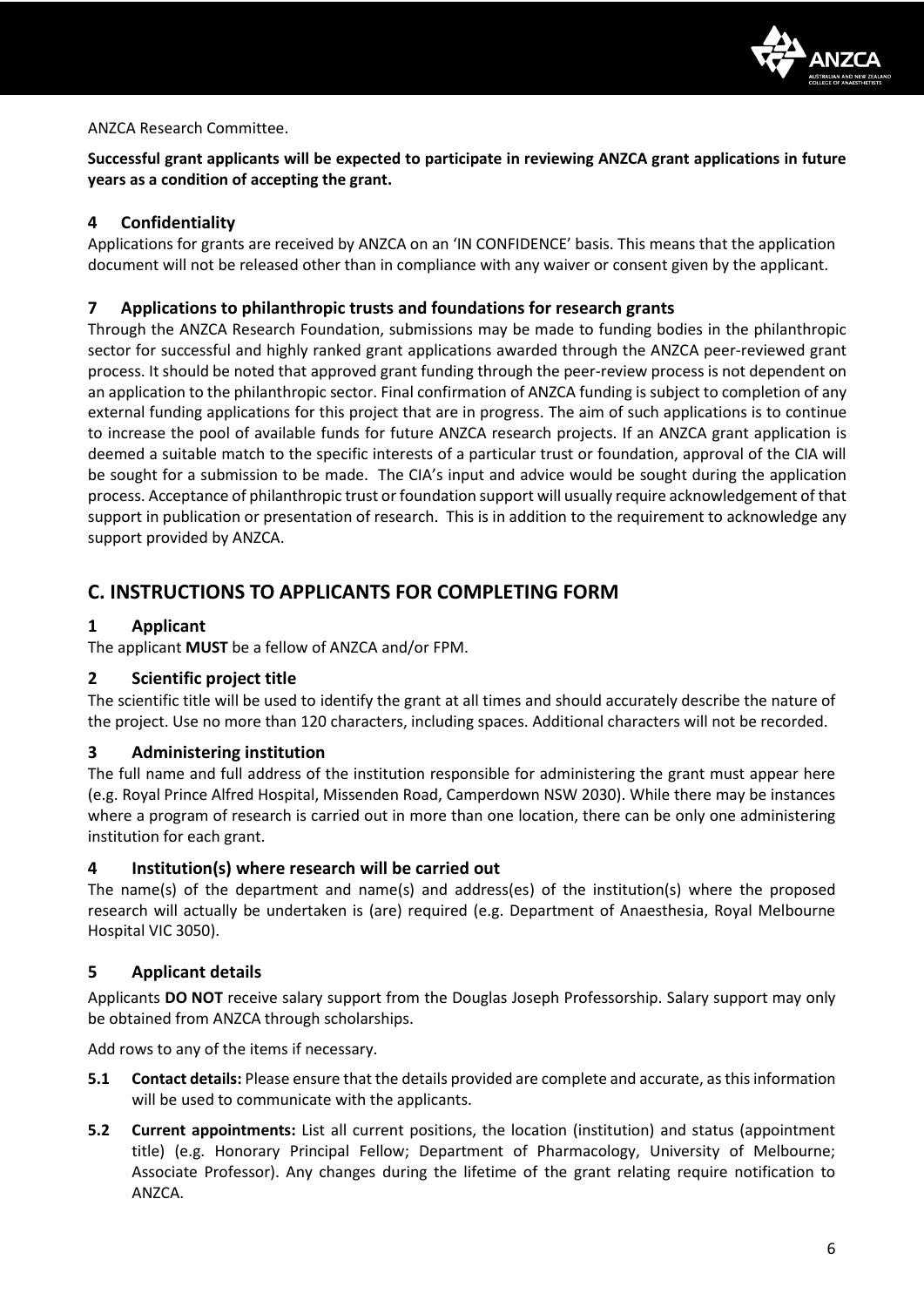ANZCA Research Committee.

**Successful grant applicants will be expected to participate in reviewing ANZCA grant applications in future years as a condition of accepting the grant.**

### 4 Confidentiality

Applications for grants are received by ANZCA on an 'IN CONFIDENCE' basis. This means that the application document will not be released other than in compliance with any waiver or consent given by the applicant.

### 7 Applications to philanthropic trusts and foundations for research grants

Through the ANZCA Research Foundation, submissions may be made to funding bodies in the philanthropic sector for successful and highly ranked grant applications awarded through the ANZCA peer-reviewed grant process. It should be noted that approved grant funding through the peer-review process is not dependent on an application to the philanthropic sector. Final confirmation of ANZCA funding is subject to completion of any external funding applications for this project that are in progress. The aim of such applications is to continue to increase the pool of available funds for future ANZCA research projects. If an ANZCA grant application is deemed a suitable match to the specific interests of a particular trust or foundation, approval of the CIA will be sought for a submission to be made. The CIA's input and advice would be sought during the application process. Acceptance of philanthropic trust or foundation support will usually require acknowledgement of that support in publication or presentation of research. This is in addition to the requirement to acknowledge any support provided by ANZCA.

## C. INSTRUCTIONS TO APPLICANTS FOR COMPLETING FORM

### 1 Applicant

The applicant **MUST** be a fellow of ANZCA and/or FPM.

### 2 Scientific project title

The scientific title will be used to identify the grant at all times and should accurately describe the nature of the project. Use no more than 120 characters, including spaces. Additional characters will not be recorded.

### 3 Administering institution

The full name and full address of the institution responsible for administering the grant must appear here (e.g. Royal Prince Alfred Hospital, Missenden Road, Camperdown NSW 2030). While there may be instances where a program of research is carried out in more than one location, there can be only one administering institution for each grant.

### 4 Institution(s) where research will be carried out

The name(s) of the department and name(s) and address(es) of the institution(s) where the proposed research will actually be undertaken is (are) required (e.g. Department of Anaesthesia, Royal Melbourne Hospital VIC 3050).

### 5 Applicant details

Applicants **DO NOT** receive salary support from the Douglas Joseph Professorship. Salary support may only be obtained from ANZCA through scholarships.

Add rows to any of the items if necessary.

**5.1 Contact details:** Please ensure that the details provided are complete and accurate, as this information will be used to communicate with the applicants.

**5.2 Current appointments:** List all current positions, the location (institution) and status (appointment title) (e.g. Honorary Principal Fellow; Department of Pharmacology, University of Melbourne; Associate Professor). Any changes during the lifetime of the grant relating require notification to ANZCA.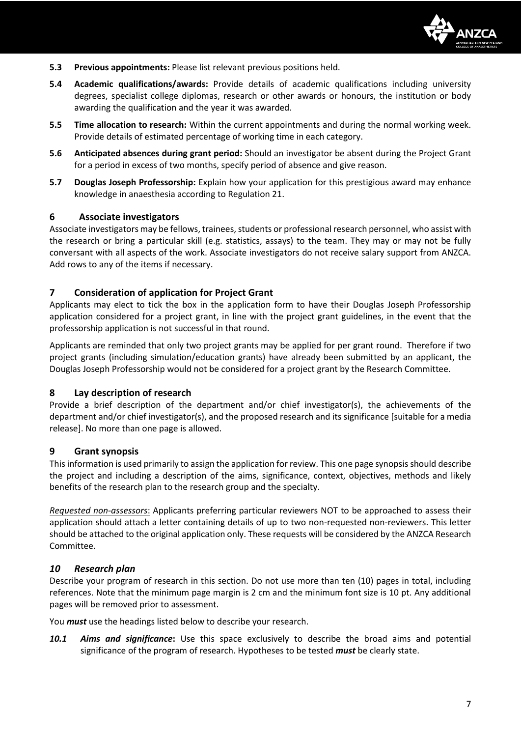**5.3 Previous appointments:** Please list relevant previous positions held.

**5.4 Academic qualifications/awards:** Provide details of academic qualifications including university degrees, specialist college diplomas, research or other awards or honours, the institution or body awarding the qualification and the year it was awarded.

**5.5 Time allocation to research:** Within the current appointments and during the normal working week. Provide details of estimated percentage of working time in each category.

**5.6 Anticipated absences during grant period:** Should an investigator be absent during the Project Grant for a period in excess of two months, specify period of absence and give reason.

**5.7 Douglas Joseph Professorship:** Explain how your application for this prestigious award may enhance knowledge in anaesthesia according to Regulation 21.

## 6 Associate investigators

Associate investigators may be fellows, trainees, students or professional research personnel, who assist with the research or bring a particular skill (e.g. statistics, assays) to the team. They may or may not be fully conversant with all aspects of the work. Associate investigators do not receive salary support from ANZCA. Add rows to any of the items if necessary.

## 7 Consideration of application for Project Grant

Applicants may elect to tick the box in the application form to have their Douglas Joseph Professorship application considered for a project grant, in line with the project grant guidelines, in the event that the professorship application is not successful in that round.

Applicants are reminded that only two project grants may be applied for per grant round. Therefore if two project grants (including simulation/education grants) have already been submitted by an applicant, the Douglas Joseph Professorship would not be considered for a project grant by the Research Committee.

## 8 Lay description of research

Provide a brief description of the department and/or chief investigator(s), the achievements of the department and/or chief investigator(s), and the proposed research and its significance [suitable for a media release]. No more than one page is allowed.

## 9 Grant synopsis

This information is used primarily to assign the application for review. This one page synopsis should describe the project and including a description of the aims, significance, context, objectives, methods and likely benefits of the research plan to the research group and the specialty.

*Requested non-assessors*: Applicants preferring particular reviewers NOT to be approached to assess their application should attach a letter containing details of up to two non-requested non-reviewers. This letter should be attached to the original application only. These requests will be considered by the ANZCA Research Committee.

## *10 Research plan*

Describe your program of research in this section. Do not use more than ten (10) pages in total, including references. Note that the minimum page margin is 2 cm and the minimum font size is 10 pt. Any additional pages will be removed prior to assessment.

You ***must*** use the headings listed below to describe your research.

***10.1 Aims and significance*:** Use this space exclusively to describe the broad aims and potential significance of the program of research. Hypotheses to be tested ***must*** be clearly state.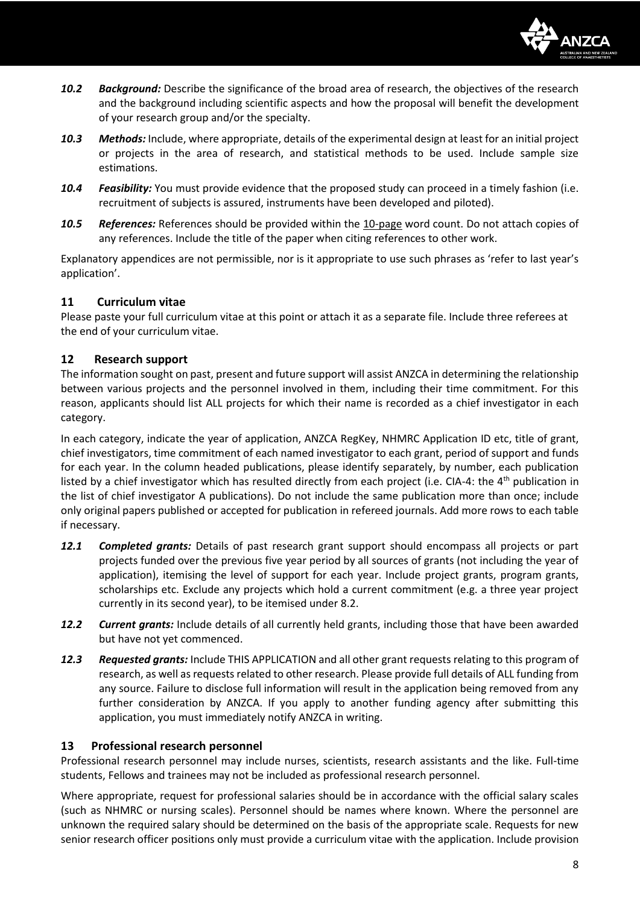***10.2 Background:*** Describe the significance of the broad area of research, the objectives of the research and the background including scientific aspects and how the proposal will benefit the development of your research group and/or the specialty.

***10.3 Methods:*** Include, where appropriate, details of the experimental design at least for an initial project or projects in the area of research, and statistical methods to be used. Include sample size estimations.

***10.4 Feasibility:*** You must provide evidence that the proposed study can proceed in a timely fashion (i.e. recruitment of subjects is assured, instruments have been developed and piloted).

***10.5 References:*** References should be provided within the 10-page word count. Do not attach copies of any references. Include the title of the paper when citing references to other work.

Explanatory appendices are not permissible, nor is it appropriate to use such phrases as 'refer to last year's application'.

## 11 Curriculum vitae

Please paste your full curriculum vitae at this point or attach it as a separate file. Include three referees at the end of your curriculum vitae.

## 12 Research support

The information sought on past, present and future support will assist ANZCA in determining the relationship between various projects and the personnel involved in them, including their time commitment. For this reason, applicants should list ALL projects for which their name is recorded as a chief investigator in each category.

In each category, indicate the year of application, ANZCA RegKey, NHMRC Application ID etc, title of grant, chief investigators, time commitment of each named investigator to each grant, period of support and funds for each year. In the column headed publications, please identify separately, by number, each publication listed by a chief investigator which has resulted directly from each project (i.e. CIA-4: the 4th publication in the list of chief investigator A publications). Do not include the same publication more than once; include only original papers published or accepted for publication in refereed journals. Add more rows to each table if necessary.

***12.1 Completed grants:*** Details of past research grant support should encompass all projects or part projects funded over the previous five year period by all sources of grants (not including the year of application), itemising the level of support for each year. Include project grants, program grants, scholarships etc. Exclude any projects which hold a current commitment (e.g. a three year project currently in its second year), to be itemised under 8.2.

***12.2 Current grants:*** Include details of all currently held grants, including those that have been awarded but have not yet commenced.

***12.3 Requested grants:*** Include THIS APPLICATION and all other grant requests relating to this program of research, as well as requests related to other research. Please provide full details of ALL funding from any source. Failure to disclose full information will result in the application being removed from any further consideration by ANZCA. If you apply to another funding agency after submitting this application, you must immediately notify ANZCA in writing.

## 13 Professional research personnel

Professional research personnel may include nurses, scientists, research assistants and the like. Full-time students, Fellows and trainees may not be included as professional research personnel.

Where appropriate, request for professional salaries should be in accordance with the official salary scales (such as NHMRC or nursing scales). Personnel should be names where known. Where the personnel are unknown the required salary should be determined on the basis of the appropriate scale. Requests for new senior research officer positions only must provide a curriculum vitae with the application. Include provision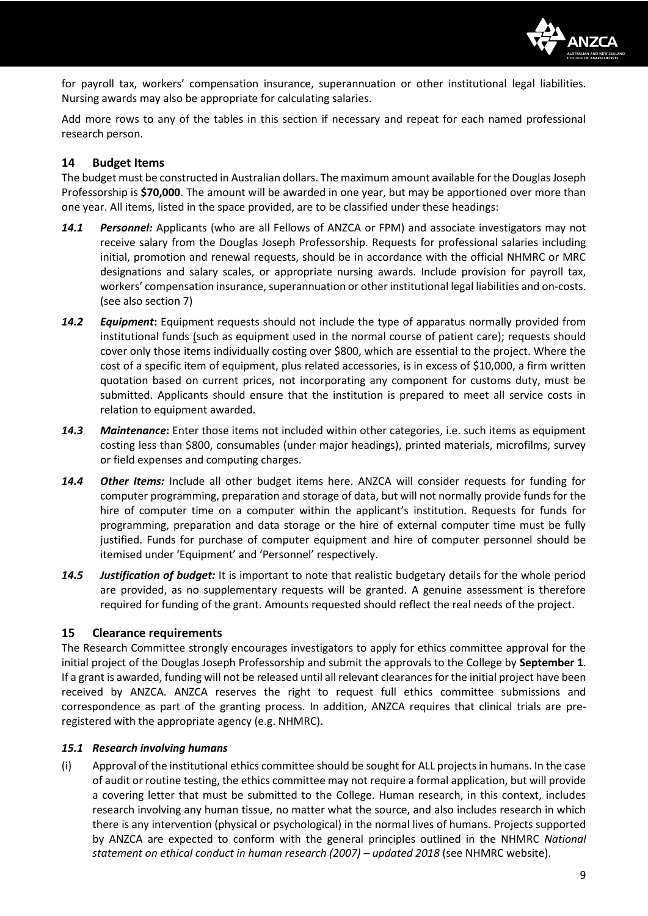for payroll tax, workers' compensation insurance, superannuation or other institutional legal liabilities. Nursing awards may also be appropriate for calculating salaries.

Add more rows to any of the tables in this section if necessary and repeat for each named professional research person.

## 14 Budget Items

The budget must be constructed in Australian dollars. The maximum amount available for the Douglas Joseph Professorship is **$70,000**. The amount will be awarded in one year, but may be apportioned over more than one year. All items, listed in the space provided, are to be classified under these headings:

***14.1 Personnel:*** Applicants (who are all Fellows of ANZCA or FPM) and associate investigators may not receive salary from the Douglas Joseph Professorship. Requests for professional salaries including initial, promotion and renewal requests, should be in accordance with the official NHMRC or MRC designations and salary scales, or appropriate nursing awards. Include provision for payroll tax, workers' compensation insurance, superannuation or other institutional legal liabilities and on-costs. (see also section 7)

***14.2 Equipment*:** Equipment requests should not include the type of apparatus normally provided from institutional funds (such as equipment used in the normal course of patient care); requests should cover only those items individually costing over $800, which are essential to the project. Where the cost of a specific item of equipment, plus related accessories, is in excess of $10,000, a firm written quotation based on current prices, not incorporating any component for customs duty, must be submitted. Applicants should ensure that the institution is prepared to meet all service costs in relation to equipment awarded.

***14.3 Maintenance*:** Enter those items not included within other categories, i.e. such items as equipment costing less than $800, consumables (under major headings), printed materials, microfilms, survey or field expenses and computing charges.

***14.4 Other Items:*** Include all other budget items here. ANZCA will consider requests for funding for computer programming, preparation and storage of data, but will not normally provide funds for the hire of computer time on a computer within the applicant's institution. Requests for funds for programming, preparation and data storage or the hire of external computer time must be fully justified. Funds for purchase of computer equipment and hire of computer personnel should be itemised under 'Equipment' and 'Personnel' respectively.

***14.5 Justification of budget:*** It is important to note that realistic budgetary details for the whole period are provided, as no supplementary requests will be granted. A genuine assessment is therefore required for funding of the grant. Amounts requested should reflect the real needs of the project.

## 15 Clearance requirements

The Research Committee strongly encourages investigators to apply for ethics committee approval for the initial project of the Douglas Joseph Professorship and submit the approvals to the College by **September 1**. If a grant is awarded, funding will not be released until all relevant clearances for the initial project have been received by ANZCA. ANZCA reserves the right to request full ethics committee submissions and correspondence as part of the granting process. In addition, ANZCA requires that clinical trials are pre-registered with the appropriate agency (e.g. NHMRC).

### *15.1 Research involving humans*

(i) Approval of the institutional ethics committee should be sought for ALL projects in humans. In the case of audit or routine testing, the ethics committee may not require a formal application, but will provide a covering letter that must be submitted to the College. Human research, in this context, includes research involving any human tissue, no matter what the source, and also includes research in which there is any intervention (physical or psychological) in the normal lives of humans. Projects supported by ANZCA are expected to conform with the general principles outlined in the NHMRC *National statement on ethical conduct in human research (2007) – updated 2018* (see NHMRC website).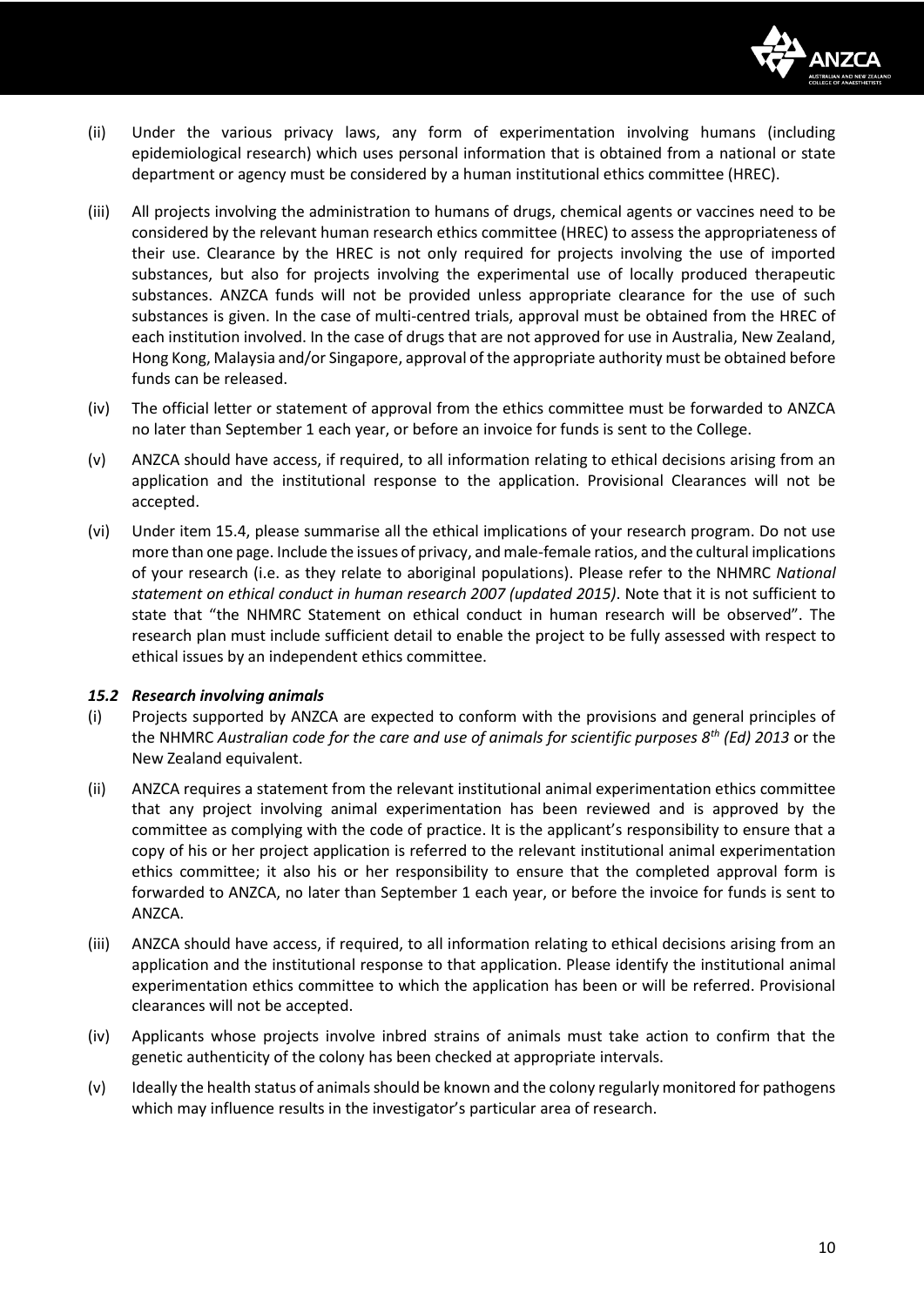(ii) Under the various privacy laws, any form of experimentation involving humans (including epidemiological research) which uses personal information that is obtained from a national or state department or agency must be considered by a human institutional ethics committee (HREC).

(iii) All projects involving the administration to humans of drugs, chemical agents or vaccines need to be considered by the relevant human research ethics committee (HREC) to assess the appropriateness of their use. Clearance by the HREC is not only required for projects involving the use of imported substances, but also for projects involving the experimental use of locally produced therapeutic substances. ANZCA funds will not be provided unless appropriate clearance for the use of such substances is given. In the case of multi-centred trials, approval must be obtained from the HREC of each institution involved. In the case of drugs that are not approved for use in Australia, New Zealand, Hong Kong, Malaysia and/or Singapore, approval of the appropriate authority must be obtained before funds can be released.

(iv) The official letter or statement of approval from the ethics committee must be forwarded to ANZCA no later than September 1 each year, or before an invoice for funds is sent to the College.

(v) ANZCA should have access, if required, to all information relating to ethical decisions arising from an application and the institutional response to the application. Provisional Clearances will not be accepted.

(vi) Under item 15.4, please summarise all the ethical implications of your research program. Do not use more than one page. Include the issues of privacy, and male-female ratios, and the cultural implications of your research (i.e. as they relate to aboriginal populations). Please refer to the NHMRC *National statement on ethical conduct in human research 2007 (updated 2015)*. Note that it is not sufficient to state that "the NHMRC Statement on ethical conduct in human research will be observed". The research plan must include sufficient detail to enable the project to be fully assessed with respect to ethical issues by an independent ethics committee.

### *15.2 Research involving animals*

(i) Projects supported by ANZCA are expected to conform with the provisions and general principles of the NHMRC *Australian code for the care and use of animals for scientific purposes 8th (Ed) 2013* or the New Zealand equivalent.

(ii) ANZCA requires a statement from the relevant institutional animal experimentation ethics committee that any project involving animal experimentation has been reviewed and is approved by the committee as complying with the code of practice. It is the applicant's responsibility to ensure that a copy of his or her project application is referred to the relevant institutional animal experimentation ethics committee; it also his or her responsibility to ensure that the completed approval form is forwarded to ANZCA, no later than September 1 each year, or before the invoice for funds is sent to ANZCA.

(iii) ANZCA should have access, if required, to all information relating to ethical decisions arising from an application and the institutional response to that application. Please identify the institutional animal experimentation ethics committee to which the application has been or will be referred. Provisional clearances will not be accepted.

(iv) Applicants whose projects involve inbred strains of animals must take action to confirm that the genetic authenticity of the colony has been checked at appropriate intervals.

(v) Ideally the health status of animals should be known and the colony regularly monitored for pathogens which may influence results in the investigator's particular area of research.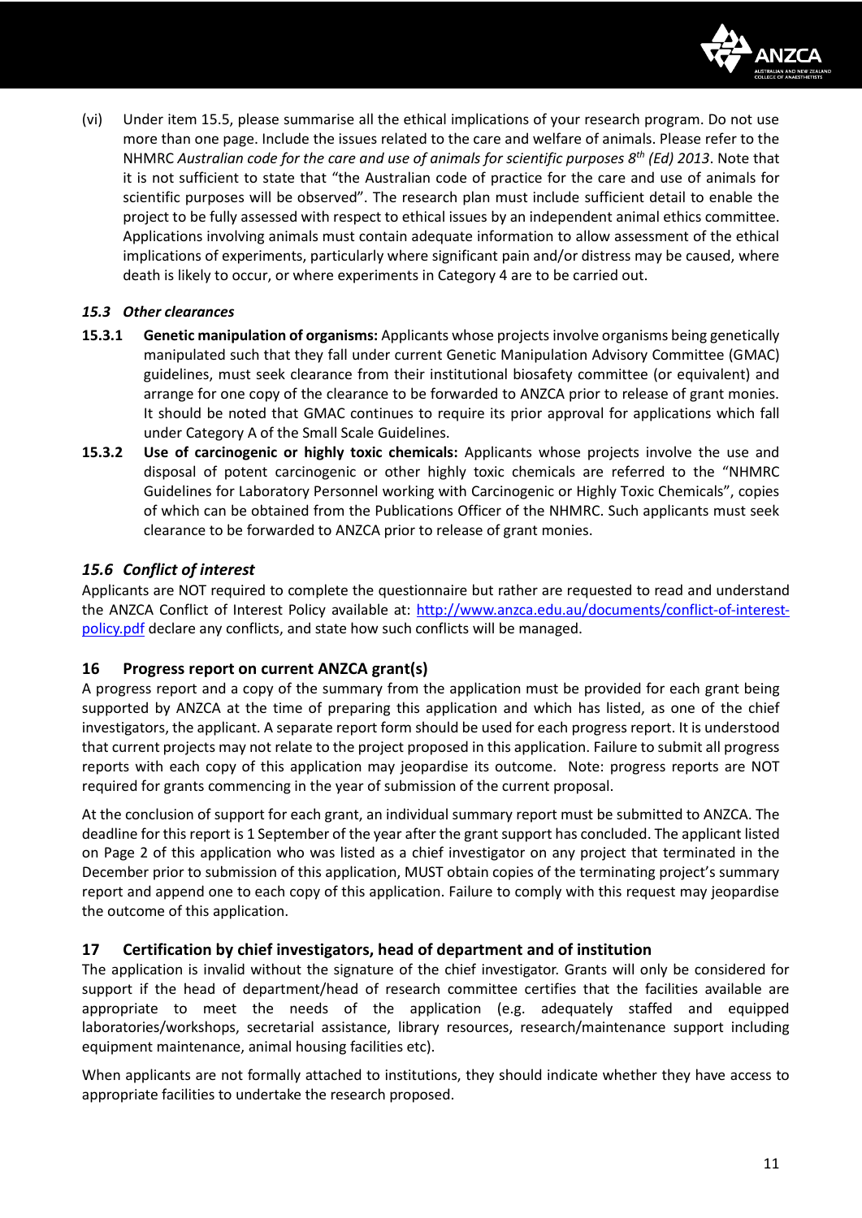(vi) Under item 15.5, please summarise all the ethical implications of your research program. Do not use more than one page. Include the issues related to the care and welfare of animals. Please refer to the NHMRC *Australian code for the care and use of animals for scientific purposes 8th (Ed) 2013*. Note that it is not sufficient to state that "the Australian code of practice for the care and use of animals for scientific purposes will be observed". The research plan must include sufficient detail to enable the project to be fully assessed with respect to ethical issues by an independent animal ethics committee. Applications involving animals must contain adequate information to allow assessment of the ethical implications of experiments, particularly where significant pain and/or distress may be caused, where death is likely to occur, or where experiments in Category 4 are to be carried out.

### *15.3 Other clearances*

**15.3.1 Genetic manipulation of organisms:** Applicants whose projects involve organisms being genetically manipulated such that they fall under current Genetic Manipulation Advisory Committee (GMAC) guidelines, must seek clearance from their institutional biosafety committee (or equivalent) and arrange for one copy of the clearance to be forwarded to ANZCA prior to release of grant monies. It should be noted that GMAC continues to require its prior approval for applications which fall under Category A of the Small Scale Guidelines.

**15.3.2 Use of carcinogenic or highly toxic chemicals:** Applicants whose projects involve the use and disposal of potent carcinogenic or other highly toxic chemicals are referred to the "NHMRC Guidelines for Laboratory Personnel working with Carcinogenic or Highly Toxic Chemicals", copies of which can be obtained from the Publications Officer of the NHMRC. Such applicants must seek clearance to be forwarded to ANZCA prior to release of grant monies.

### *15.6 Conflict of interest*

Applicants are NOT required to complete the questionnaire but rather are requested to read and understand the ANZCA Conflict of Interest Policy available at: [http://www.anzca.edu.au/documents/conflict-of-interest-policy.pdf](http://www.anzca.edu.au/documents/conflict-of-interest-policy.pdf) declare any conflicts, and state how such conflicts will be managed.

## 16 Progress report on current ANZCA grant(s)

A progress report and a copy of the summary from the application must be provided for each grant being supported by ANZCA at the time of preparing this application and which has listed, as one of the chief investigators, the applicant. A separate report form should be used for each progress report. It is understood that current projects may not relate to the project proposed in this application. Failure to submit all progress reports with each copy of this application may jeopardise its outcome. Note: progress reports are NOT required for grants commencing in the year of submission of the current proposal.

At the conclusion of support for each grant, an individual summary report must be submitted to ANZCA. The deadline for this report is 1 September of the year after the grant support has concluded. The applicant listed on Page 2 of this application who was listed as a chief investigator on any project that terminated in the December prior to submission of this application, MUST obtain copies of the terminating project's summary report and append one to each copy of this application. Failure to comply with this request may jeopardise the outcome of this application.

## 17 Certification by chief investigators, head of department and of institution

The application is invalid without the signature of the chief investigator. Grants will only be considered for support if the head of department/head of research committee certifies that the facilities available are appropriate to meet the needs of the application (e.g. adequately staffed and equipped laboratories/workshops, secretarial assistance, library resources, research/maintenance support including equipment maintenance, animal housing facilities etc).

When applicants are not formally attached to institutions, they should indicate whether they have access to appropriate facilities to undertake the research proposed.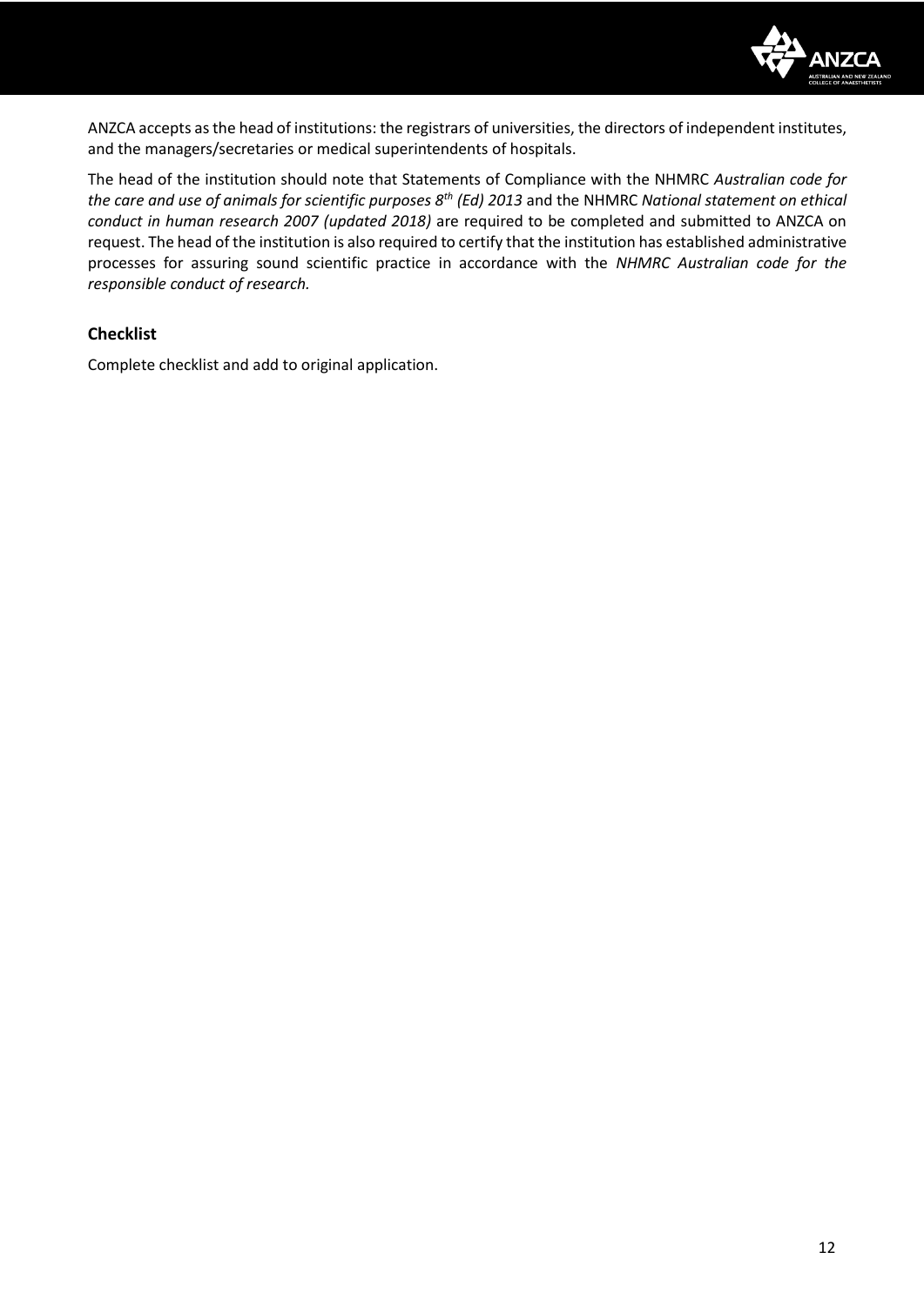ANZCA accepts as the head of institutions: the registrars of universities, the directors of independent institutes, and the managers/secretaries or medical superintendents of hospitals.

The head of the institution should note that Statements of Compliance with the NHMRC *Australian code for the care and use of animals for scientific purposes 8th (Ed) 2013* and the NHMRC *National statement on ethical conduct in human research 2007 (updated 2018)* are required to be completed and submitted to ANZCA on request. The head of the institution is also required to certify that the institution has established administrative processes for assuring sound scientific practice in accordance with the *NHMRC Australian code for the responsible conduct of research.*

### Checklist

Complete checklist and add to original application.